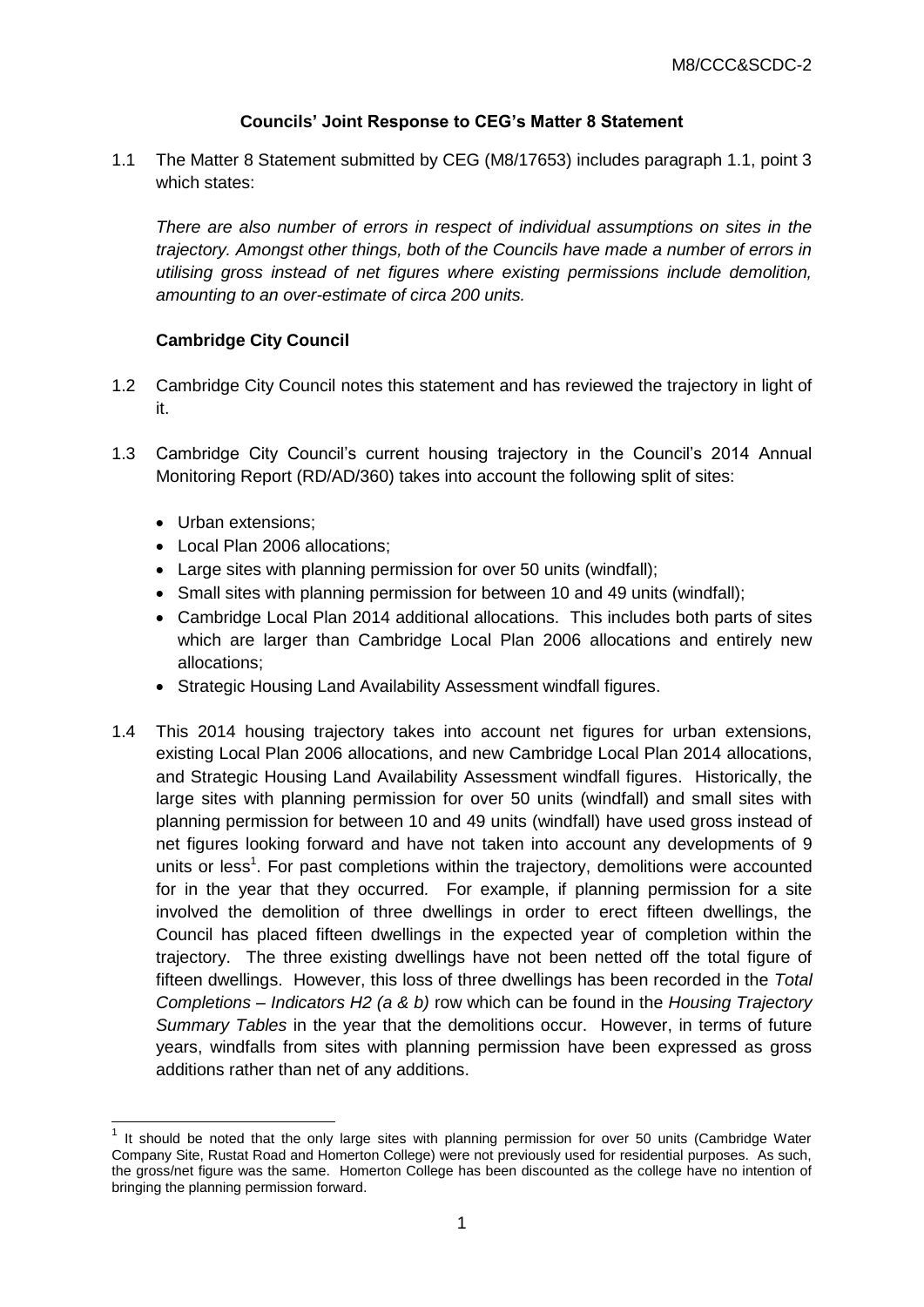## Councils' Joint Response to CEG's Matter 8 Statement

1.1 The Matter 8 Statement submitted by CEG (M8/17653) includes paragraph 1.1, point 3 which states:

*There are also number of errors in respect of individual assumptions on sites in the trajectory. Amongst other things, both of the Councils have made a number of errors in utilising gross instead of net figures where existing permissions include demolition, amounting to an over-estimate of circa 200 units.*

### Cambridge City Council

1.2 Cambridge City Council notes this statement and has reviewed the trajectory in light of it.

1.3 Cambridge City Council's current housing trajectory in the Council's 2014 Annual Monitoring Report (RD/AD/360) takes into account the following split of sites:

- Urban extensions;
- Local Plan 2006 allocations;
- Large sites with planning permission for over 50 units (windfall);
- Small sites with planning permission for between 10 and 49 units (windfall);
- Cambridge Local Plan 2014 additional allocations. This includes both parts of sites which are larger than Cambridge Local Plan 2006 allocations and entirely new allocations;
- Strategic Housing Land Availability Assessment windfall figures.

1.4 This 2014 housing trajectory takes into account net figures for urban extensions, existing Local Plan 2006 allocations, and new Cambridge Local Plan 2014 allocations, and Strategic Housing Land Availability Assessment windfall figures. Historically, the large sites with planning permission for over 50 units (windfall) and small sites with planning permission for between 10 and 49 units (windfall) have used gross instead of net figures looking forward and have not taken into account any developments of 9 units or less[1]. For past completions within the trajectory, demolitions were accounted for in the year that they occurred. For example, if planning permission for a site involved the demolition of three dwellings in order to erect fifteen dwellings, the Council has placed fifteen dwellings in the expected year of completion within the trajectory. The three existing dwellings have not been netted off the total figure of fifteen dwellings. However, this loss of three dwellings has been recorded in the *Total Completions – Indicators H2 (a & b)* row which can be found in the *Housing Trajectory Summary Tables* in the year that the demolitions occur. However, in terms of future years, windfalls from sites with planning permission have been expressed as gross additions rather than net of any additions.

---

[1] It should be noted that the only large sites with planning permission for over 50 units (Cambridge Water Company Site, Rustat Road and Homerton College) were not previously used for residential purposes. As such, the gross/net figure was the same. Homerton College has been discounted as the college have no intention of bringing the planning permission forward.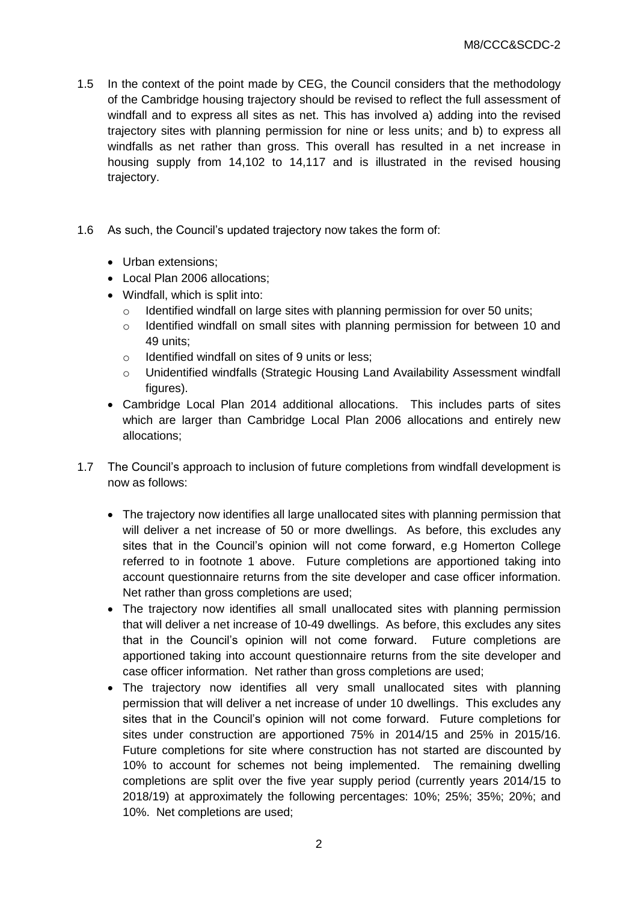1.5 In the context of the point made by CEG, the Council considers that the methodology of the Cambridge housing trajectory should be revised to reflect the full assessment of windfall and to express all sites as net. This has involved a) adding into the revised trajectory sites with planning permission for nine or less units; and b) to express all windfalls as net rather than gross. This overall has resulted in a net increase in housing supply from 14,102 to 14,117 and is illustrated in the revised housing trajectory.

1.6 As such, the Council's updated trajectory now takes the form of:

- Urban extensions;
- Local Plan 2006 allocations;
- Windfall, which is split into:
  - Identified windfall on large sites with planning permission for over 50 units;
  - Identified windfall on small sites with planning permission for between 10 and 49 units;
  - Identified windfall on sites of 9 units or less;
  - Unidentified windfalls (Strategic Housing Land Availability Assessment windfall figures).
- Cambridge Local Plan 2014 additional allocations. This includes parts of sites which are larger than Cambridge Local Plan 2006 allocations and entirely new allocations;

1.7 The Council's approach to inclusion of future completions from windfall development is now as follows:

- The trajectory now identifies all large unallocated sites with planning permission that will deliver a net increase of 50 or more dwellings. As before, this excludes any sites that in the Council's opinion will not come forward, e.g Homerton College referred to in footnote 1 above. Future completions are apportioned taking into account questionnaire returns from the site developer and case officer information. Net rather than gross completions are used;
- The trajectory now identifies all small unallocated sites with planning permission that will deliver a net increase of 10-49 dwellings. As before, this excludes any sites that in the Council's opinion will not come forward. Future completions are apportioned taking into account questionnaire returns from the site developer and case officer information. Net rather than gross completions are used;
- The trajectory now identifies all very small unallocated sites with planning permission that will deliver a net increase of under 10 dwellings. This excludes any sites that in the Council's opinion will not come forward. Future completions for sites under construction are apportioned 75% in 2014/15 and 25% in 2015/16. Future completions for site where construction has not started are discounted by 10% to account for schemes not being implemented. The remaining dwelling completions are split over the five year supply period (currently years 2014/15 to 2018/19) at approximately the following percentages: 10%; 25%; 35%; 20%; and 10%. Net completions are used;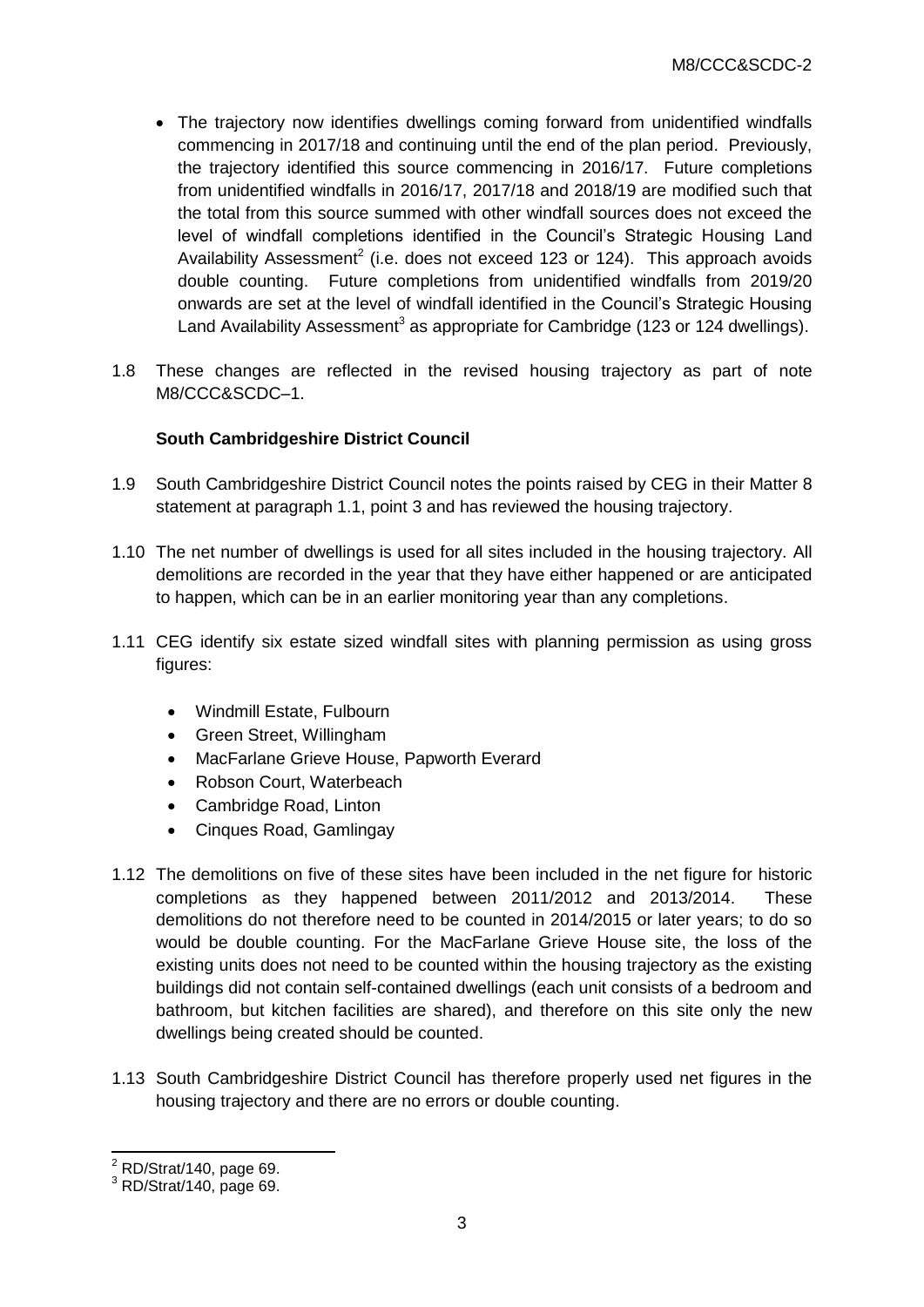- The trajectory now identifies dwellings coming forward from unidentified windfalls commencing in 2017/18 and continuing until the end of the plan period. Previously, the trajectory identified this source commencing in 2016/17. Future completions from unidentified windfalls in 2016/17, 2017/18 and 2018/19 are modified such that the total from this source summed with other windfall sources does not exceed the level of windfall completions identified in the Council's Strategic Housing Land Availability Assessment[2] (i.e. does not exceed 123 or 124). This approach avoids double counting. Future completions from unidentified windfalls from 2019/20 onwards are set at the level of windfall identified in the Council's Strategic Housing Land Availability Assessment[3] as appropriate for Cambridge (123 or 124 dwellings).

1.8 These changes are reflected in the revised housing trajectory as part of note M8/CCC&SCDC–1.

**South Cambridgeshire District Council**

1.9 South Cambridgeshire District Council notes the points raised by CEG in their Matter 8 statement at paragraph 1.1, point 3 and has reviewed the housing trajectory.

1.10 The net number of dwellings is used for all sites included in the housing trajectory. All demolitions are recorded in the year that they have either happened or are anticipated to happen, which can be in an earlier monitoring year than any completions.

1.11 CEG identify six estate sized windfall sites with planning permission as using gross figures:

- Windmill Estate, Fulbourn
- Green Street, Willingham
- MacFarlane Grieve House, Papworth Everard
- Robson Court, Waterbeach
- Cambridge Road, Linton
- Cinques Road, Gamlingay

1.12 The demolitions on five of these sites have been included in the net figure for historic completions as they happened between 2011/2012 and 2013/2014. These demolitions do not therefore need to be counted in 2014/2015 or later years; to do so would be double counting. For the MacFarlane Grieve House site, the loss of the existing units does not need to be counted within the housing trajectory as the existing buildings did not contain self-contained dwellings (each unit consists of a bedroom and bathroom, but kitchen facilities are shared), and therefore on this site only the new dwellings being created should be counted.

1.13 South Cambridgeshire District Council has therefore properly used net figures in the housing trajectory and there are no errors or double counting.

---

[2] RD/Strat/140, page 69.

[3] RD/Strat/140, page 69.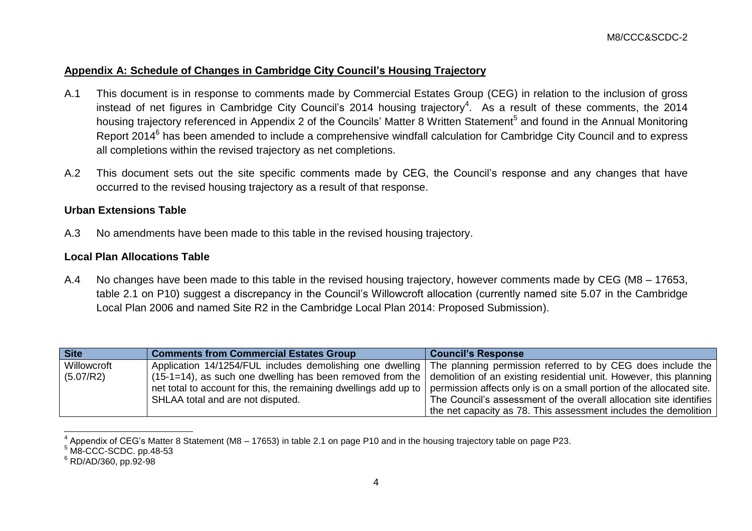## Appendix A: Schedule of Changes in Cambridge City Council's Housing Trajectory

A.1 This document is in response to comments made by Commercial Estates Group (CEG) in relation to the inclusion of gross instead of net figures in Cambridge City Council's 2014 housing trajectory[4]. As a result of these comments, the 2014 housing trajectory referenced in Appendix 2 of the Councils' Matter 8 Written Statement[5] and found in the Annual Monitoring Report 2014[6] has been amended to include a comprehensive windfall calculation for Cambridge City Council and to express all completions within the revised trajectory as net completions.

A.2 This document sets out the site specific comments made by CEG, the Council's response and any changes that have occurred to the revised housing trajectory as a result of that response.

### Urban Extensions Table

A.3 No amendments have been made to this table in the revised housing trajectory.

### Local Plan Allocations Table

A.4 No changes have been made to this table in the revised housing trajectory, however comments made by CEG (M8 – 17653, table 2.1 on P10) suggest a discrepancy in the Council's Willowcroft allocation (currently named site 5.07 in the Cambridge Local Plan 2006 and named Site R2 in the Cambridge Local Plan 2014: Proposed Submission).

| Site | Comments from Commercial Estates Group | Council's Response |
|---|---|---|
| Willowcroft (5.07/R2) | Application 14/1254/FUL includes demolishing one dwelling (15-1=14), as such one dwelling has been removed from the net total to account for this, the remaining dwellings add up to SHLAA total and are not disputed. | The planning permission referred to by CEG does include the demolition of an existing residential unit. However, this planning permission affects only is on a small portion of the allocated site. The Council's assessment of the overall allocation site identifies the net capacity as 78. This assessment includes the demolition |

[4] Appendix of CEG's Matter 8 Statement (M8 – 17653) in table 2.1 on page P10 and in the housing trajectory table on page P23.

[5] M8-CCC-SCDC. pp.48-53

[6] RD/AD/360, pp.92-98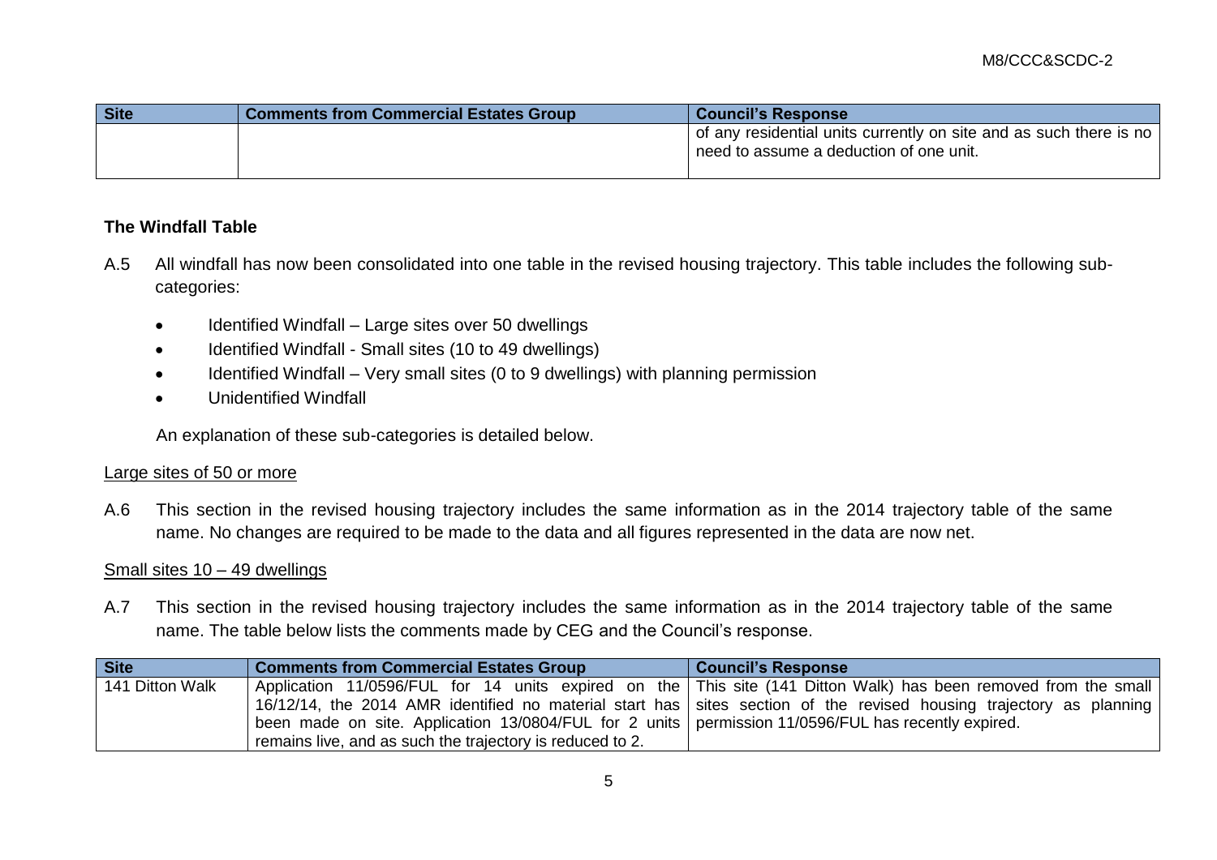| Site | Comments from Commercial Estates Group | Council's Response |
|---|---|---|
| | | of any residential units currently on site and as such there is no need to assume a deduction of one unit. |

**The Windfall Table**

A.5 All windfall has now been consolidated into one table in the revised housing trajectory. This table includes the following sub-categories:

- Identified Windfall – Large sites over 50 dwellings
- Identified Windfall - Small sites (10 to 49 dwellings)
- Identified Windfall – Very small sites (0 to 9 dwellings) with planning permission
- Unidentified Windfall

An explanation of these sub-categories is detailed below.

<u>Large sites of 50 or more</u>

A.6 This section in the revised housing trajectory includes the same information as in the 2014 trajectory table of the same name. No changes are required to be made to the data and all figures represented in the data are now net.

<u>Small sites 10 – 49 dwellings</u>

A.7 This section in the revised housing trajectory includes the same information as in the 2014 trajectory table of the same name. The table below lists the comments made by CEG and the Council's response.

| Site | Comments from Commercial Estates Group | Council's Response |
|---|---|---|
| 141 Ditton Walk | Application 11/0596/FUL for 14 units expired on the 16/12/14, the 2014 AMR identified no material start has been made on site. Application 13/0804/FUL for 2 units remains live, and as such the trajectory is reduced to 2. | This site (141 Ditton Walk) has been removed from the small sites section of the revised housing trajectory as planning permission 11/0596/FUL has recently expired. |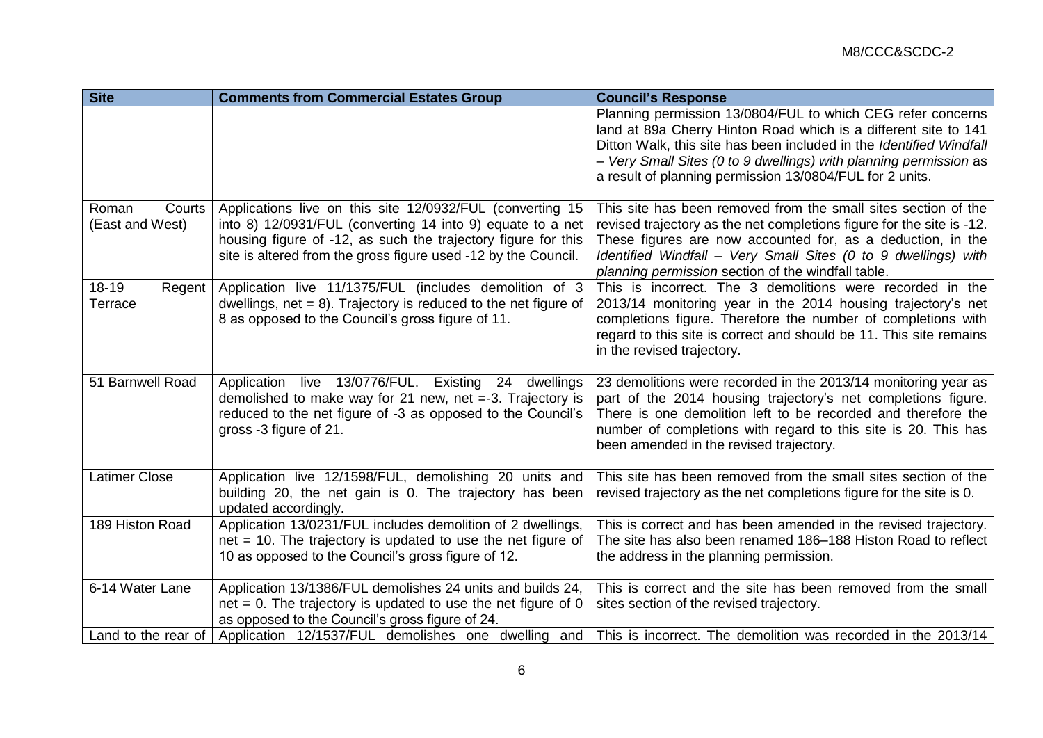| Site | Comments from Commercial Estates Group | Council's Response |
|---|---|---|
| | | Planning permission 13/0804/FUL to which CEG refer concerns land at 89a Cherry Hinton Road which is a different site to 141 Ditton Walk, this site has been included in the *Identified Windfall – Very Small Sites (0 to 9 dwellings) with planning permission* as a result of planning permission 13/0804/FUL for 2 units. |
| Roman Courts (East and West) | Applications live on this site 12/0932/FUL (converting 15 into 8) 12/0931/FUL (converting 14 into 9) equate to a net housing figure of -12, as such the trajectory figure for this site is altered from the gross figure used -12 by the Council. | This site has been removed from the small sites section of the revised trajectory as the net completions figure for the site is -12. These figures are now accounted for, as a deduction, in the *Identified Windfall – Very Small Sites (0 to 9 dwellings) with planning permission* section of the windfall table. |
| 18-19 Regent Terrace | Application live 11/1375/FUL (includes demolition of 3 dwellings, net = 8). Trajectory is reduced to the net figure of 8 as opposed to the Council's gross figure of 11. | This is incorrect. The 3 demolitions were recorded in the 2013/14 monitoring year in the 2014 housing trajectory's net completions figure. Therefore the number of completions with regard to this site is correct and should be 11. This site remains in the revised trajectory. |
| 51 Barnwell Road | Application live 13/0776/FUL. Existing 24 dwellings demolished to make way for 21 new, net =-3. Trajectory is reduced to the net figure of -3 as opposed to the Council's gross -3 figure of 21. | 23 demolitions were recorded in the 2013/14 monitoring year as part of the 2014 housing trajectory's net completions figure. There is one demolition left to be recorded and therefore the number of completions with regard to this site is 20. This has been amended in the revised trajectory. |
| Latimer Close | Application live 12/1598/FUL, demolishing 20 units and building 20, the net gain is 0. The trajectory has been updated accordingly. | This site has been removed from the small sites section of the revised trajectory as the net completions figure for the site is 0. |
| 189 Histon Road | Application 13/0231/FUL includes demolition of 2 dwellings, net = 10. The trajectory is updated to use the net figure of 10 as opposed to the Council's gross figure of 12. | This is correct and has been amended in the revised trajectory. The site has also been renamed 186–188 Histon Road to reflect the address in the planning permission. |
| 6-14 Water Lane | Application 13/1386/FUL demolishes 24 units and builds 24, net = 0. The trajectory is updated to use the net figure of 0 as opposed to the Council's gross figure of 24. | This is correct and the site has been removed from the small sites section of the revised trajectory. |
| Land to the rear of | Application 12/1537/FUL demolishes one dwelling and | This is incorrect. The demolition was recorded in the 2013/14 |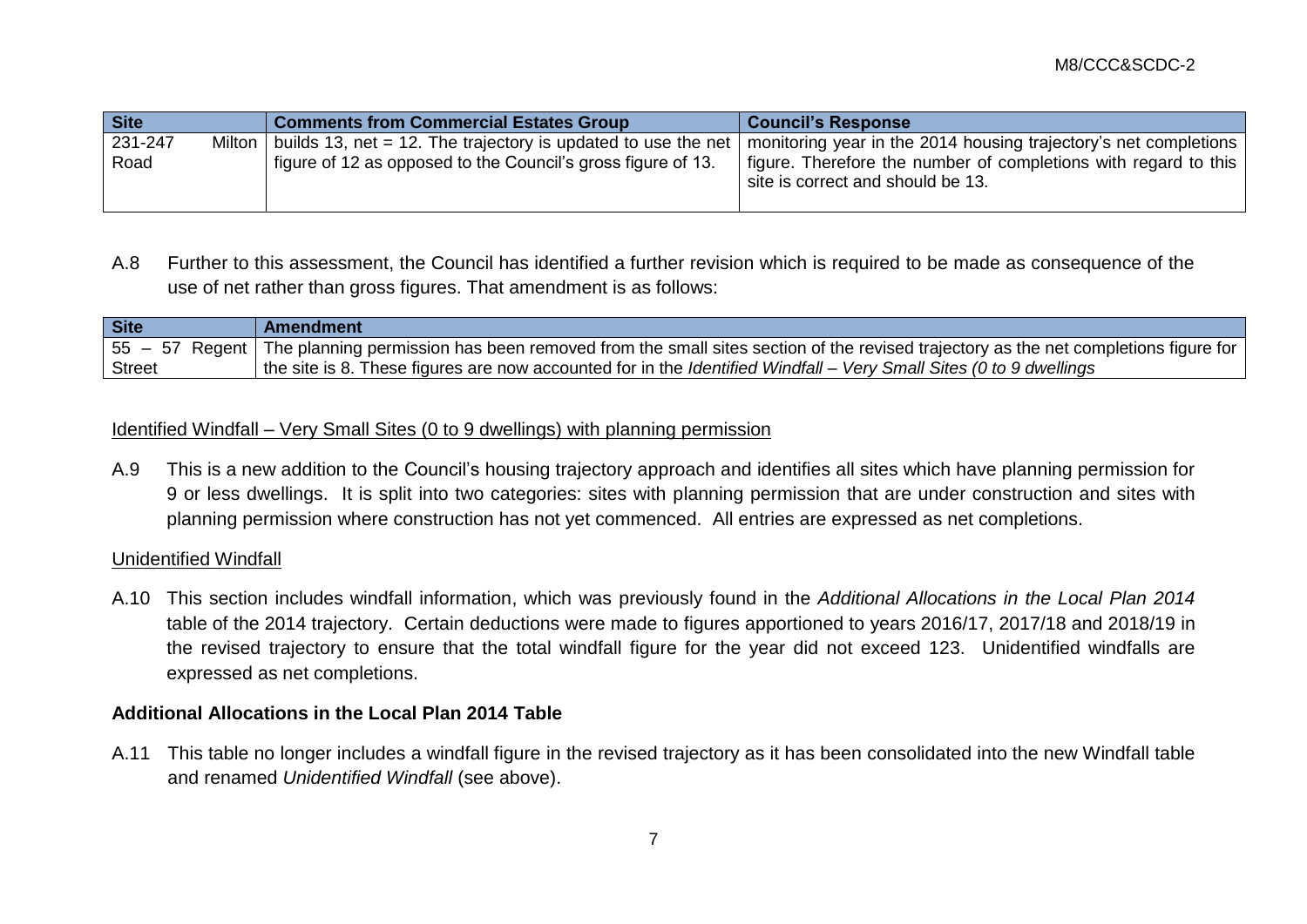| Site | Comments from Commercial Estates Group | Council's Response |
|---|---|---|
| 231-247 Milton Road | builds 13, net = 12. The trajectory is updated to use the net figure of 12 as opposed to the Council's gross figure of 13. | monitoring year in the 2014 housing trajectory's net completions figure. Therefore the number of completions with regard to this site is correct and should be 13. |

A.8 Further to this assessment, the Council has identified a further revision which is required to be made as consequence of the use of net rather than gross figures. That amendment is as follows:

| Site | Amendment |
|---|---|
| 55 – 57 Regent Street | The planning permission has been removed from the small sites section of the revised trajectory as the net completions figure for the site is 8. These figures are now accounted for in the *Identified Windfall – Very Small Sites (0 to 9 dwellings* |

Identified Windfall – Very Small Sites (0 to 9 dwellings) with planning permission

A.9 This is a new addition to the Council's housing trajectory approach and identifies all sites which have planning permission for 9 or less dwellings. It is split into two categories: sites with planning permission that are under construction and sites with planning permission where construction has not yet commenced. All entries are expressed as net completions.

Unidentified Windfall

A.10 This section includes windfall information, which was previously found in the *Additional Allocations in the Local Plan 2014* table of the 2014 trajectory. Certain deductions were made to figures apportioned to years 2016/17, 2017/18 and 2018/19 in the revised trajectory to ensure that the total windfall figure for the year did not exceed 123. Unidentified windfalls are expressed as net completions.

**Additional Allocations in the Local Plan 2014 Table**

A.11 This table no longer includes a windfall figure in the revised trajectory as it has been consolidated into the new Windfall table and renamed *Unidentified Windfall* (see above).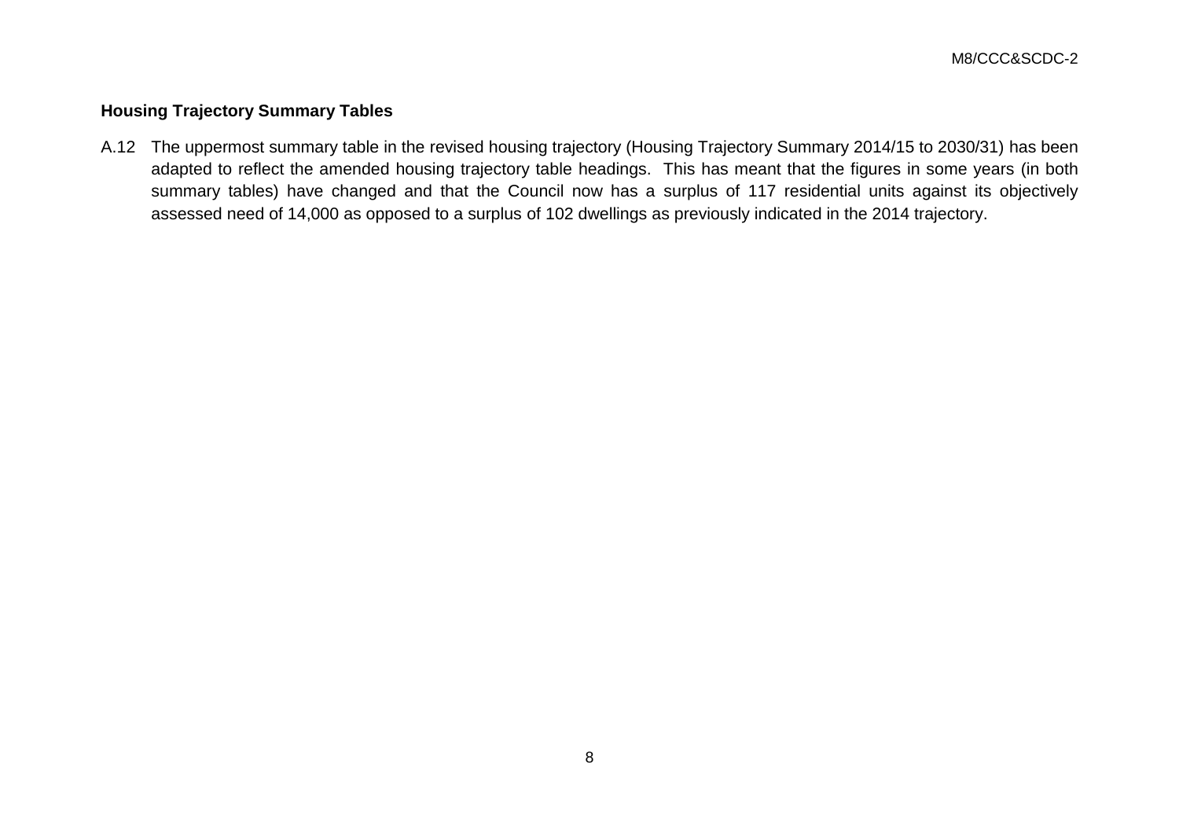**Housing Trajectory Summary Tables**

A.12 The uppermost summary table in the revised housing trajectory (Housing Trajectory Summary 2014/15 to 2030/31) has been adapted to reflect the amended housing trajectory table headings. This has meant that the figures in some years (in both summary tables) have changed and that the Council now has a surplus of 117 residential units against its objectively assessed need of 14,000 as opposed to a surplus of 102 dwellings as previously indicated in the 2014 trajectory.